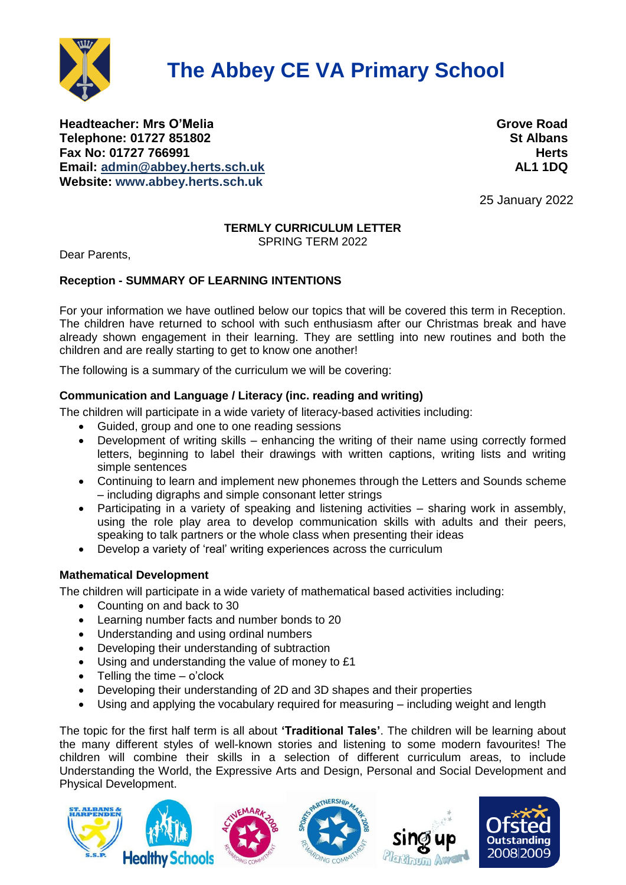# The Abbey CE VA Primary School

**Headteacher: Mrs O'Melia**
**Telephone: 01727 851802**
**Fax No: 01727 766991**
**Email: admin@abbey.herts.sch.uk**
**Website: www.abbey.herts.sch.uk**

**Grove Road**
**St Albans**
**Herts**
**AL1 1DQ**

25 January 2022

**TERMLY CURRICULUM LETTER**
SPRING TERM 2022

Dear Parents,

**Reception - SUMMARY OF LEARNING INTENTIONS**

For your information we have outlined below our topics that will be covered this term in Reception. The children have returned to school with such enthusiasm after our Christmas break and have already shown engagement in their learning. They are settling into new routines and both the children and are really starting to get to know one another!

The following is a summary of the curriculum we will be covering:

**Communication and Language / Literacy (inc. reading and writing)**

The children will participate in a wide variety of literacy-based activities including:

- Guided, group and one to one reading sessions
- Development of writing skills – enhancing the writing of their name using correctly formed letters, beginning to label their drawings with written captions, writing lists and writing simple sentences
- Continuing to learn and implement new phonemes through the Letters and Sounds scheme – including digraphs and simple consonant letter strings
- Participating in a variety of speaking and listening activities – sharing work in assembly, using the role play area to develop communication skills with adults and their peers, speaking to talk partners or the whole class when presenting their ideas
- Develop a variety of 'real' writing experiences across the curriculum

**Mathematical Development**

The children will participate in a wide variety of mathematical based activities including:

- Counting on and back to 30
- Learning number facts and number bonds to 20
- Understanding and using ordinal numbers
- Developing their understanding of subtraction
- Using and understanding the value of money to £1
- Telling the time – o'clock
- Developing their understanding of 2D and 3D shapes and their properties
- Using and applying the vocabulary required for measuring – including weight and length

The topic for the first half term is all about **'Traditional Tales'**. The children will be learning about the many different styles of well-known stories and listening to some modern favourites! The children will combine their skills in a selection of different curriculum areas, to include Understanding the World, the Expressive Arts and Design, Personal and Social Development and Physical Development.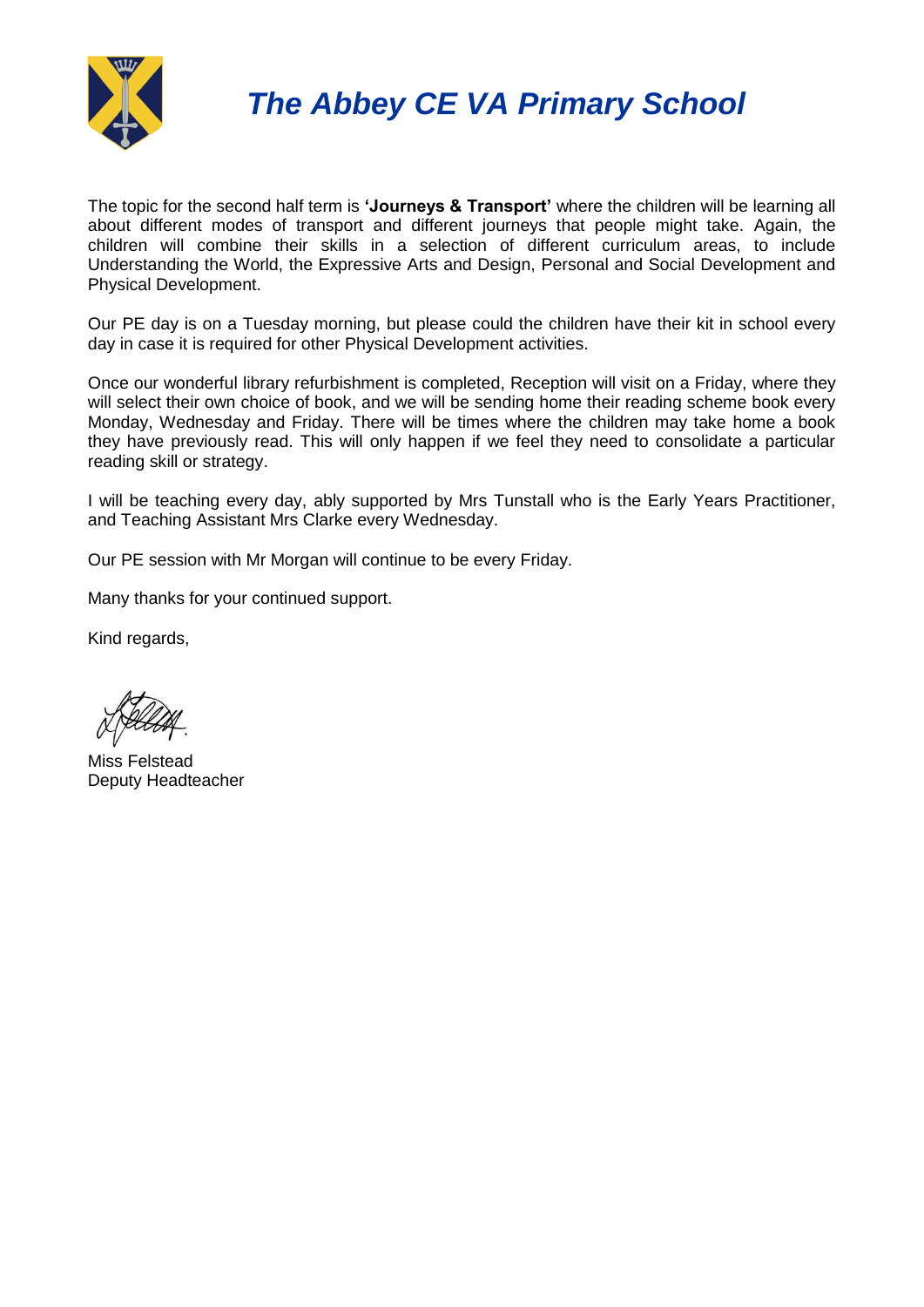# *The Abbey CE VA Primary School*

The topic for the second half term is **'Journeys & Transport'** where the children will be learning all about different modes of transport and different journeys that people might take. Again, the children will combine their skills in a selection of different curriculum areas, to include Understanding the World, the Expressive Arts and Design, Personal and Social Development and Physical Development.

Our PE day is on a Tuesday morning, but please could the children have their kit in school every day in case it is required for other Physical Development activities.

Once our wonderful library refurbishment is completed, Reception will visit on a Friday, where they will select their own choice of book, and we will be sending home their reading scheme book every Monday, Wednesday and Friday. There will be times where the children may take home a book they have previously read. This will only happen if we feel they need to consolidate a particular reading skill or strategy.

I will be teaching every day, ably supported by Mrs Tunstall who is the Early Years Practitioner, and Teaching Assistant Mrs Clarke every Wednesday.

Our PE session with Mr Morgan will continue to be every Friday.

Many thanks for your continued support.

Kind regards,

Miss Felstead
Deputy Headteacher